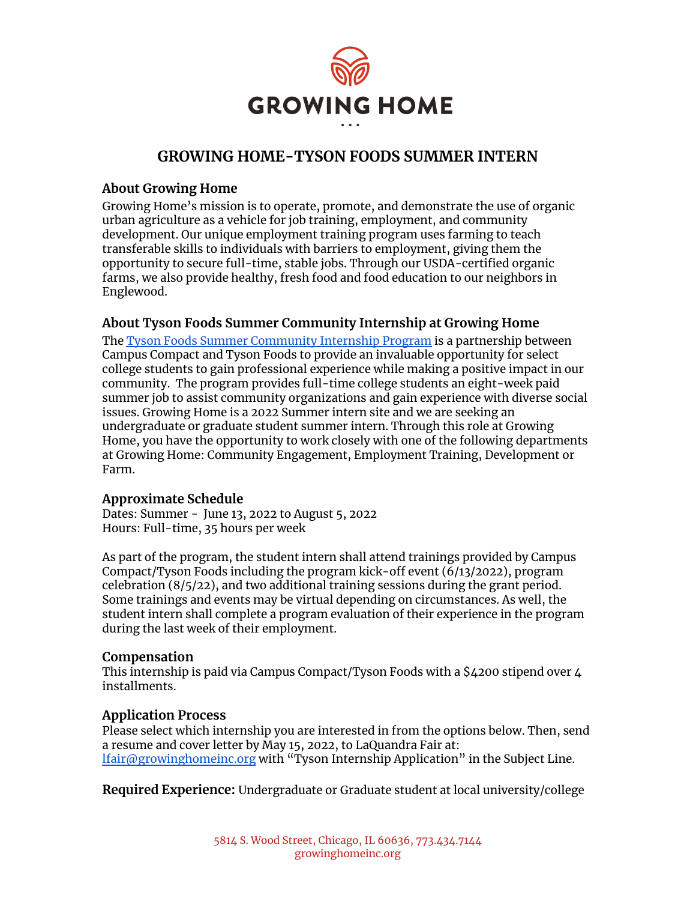GROWING HOME

# GROWING HOME-TYSON FOODS SUMMER INTERN

## About Growing Home

Growing Home's mission is to operate, promote, and demonstrate the use of organic urban agriculture as a vehicle for job training, employment, and community development. Our unique employment training program uses farming to teach transferable skills to individuals with barriers to employment, giving them the opportunity to secure full-time, stable jobs. Through our USDA-certified organic farms, we also provide healthy, fresh food and food education to our neighbors in Englewood.

## About Tyson Foods Summer Community Internship at Growing Home

The Tyson Foods Summer Community Internship Program is a partnership between Campus Compact and Tyson Foods to provide an invaluable opportunity for select college students to gain professional experience while making a positive impact in our community. The program provides full-time college students an eight-week paid summer job to assist community organizations and gain experience with diverse social issues. Growing Home is a 2022 Summer intern site and we are seeking an undergraduate or graduate student summer intern. Through this role at Growing Home, you have the opportunity to work closely with one of the following departments at Growing Home: Community Engagement, Employment Training, Development or Farm.

## Approximate Schedule

Dates: Summer - June 13, 2022 to August 5, 2022
Hours: Full-time, 35 hours per week

As part of the program, the student intern shall attend trainings provided by Campus Compact/Tyson Foods including the program kick-off event (6/13/2022), program celebration (8/5/22), and two additional training sessions during the grant period. Some trainings and events may be virtual depending on circumstances. As well, the student intern shall complete a program evaluation of their experience in the program during the last week of their employment.

## Compensation

This internship is paid via Campus Compact/Tyson Foods with a $4200 stipend over 4 installments.

## Application Process

Please select which internship you are interested in from the options below. Then, send a resume and cover letter by May 15, 2022, to LaQuandra Fair at: lfair@growinghomeinc.org with "Tyson Internship Application" in the Subject Line.

**Required Experience:** Undergraduate or Graduate student at local university/college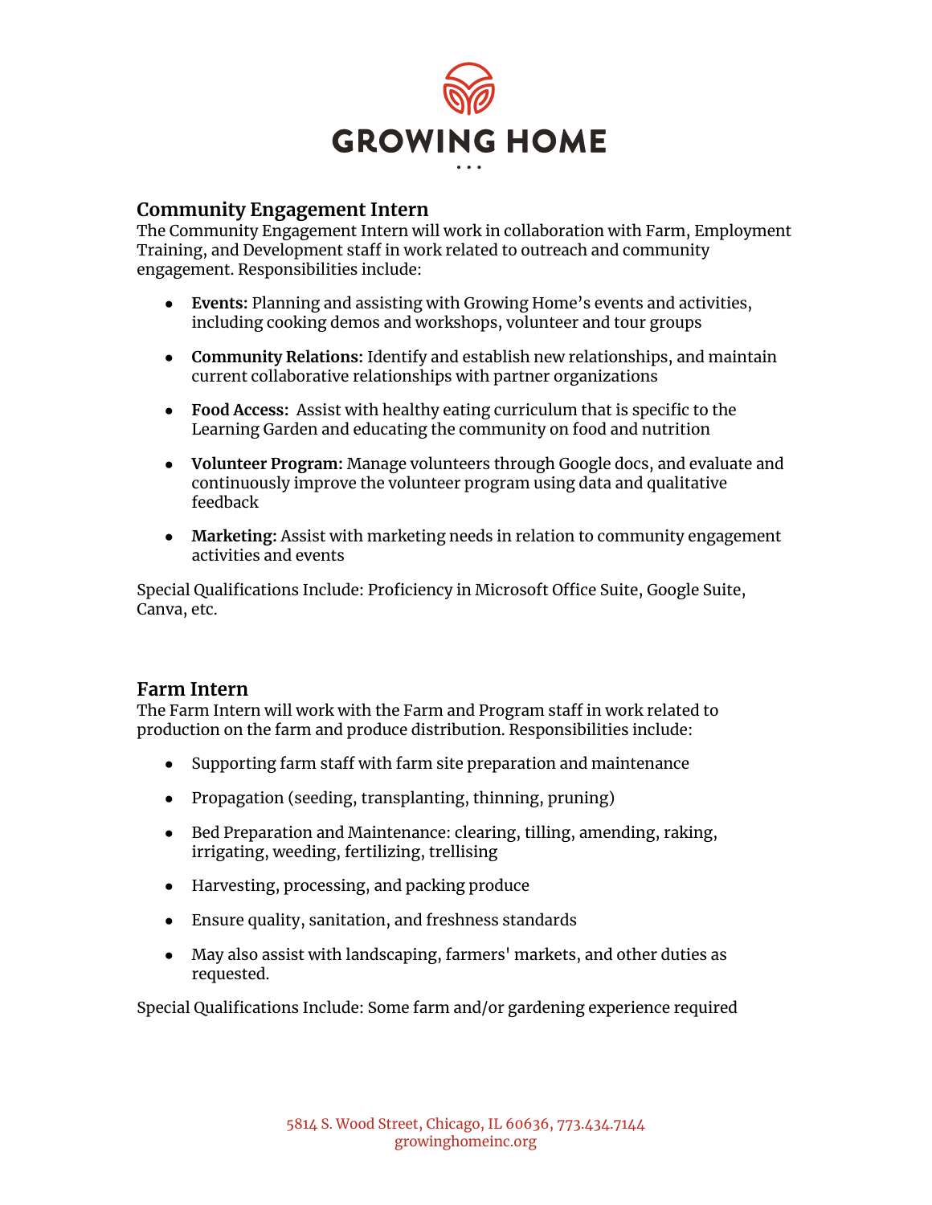GROWING HOME

## Community Engagement Intern

The Community Engagement Intern will work in collaboration with Farm, Employment Training, and Development staff in work related to outreach and community engagement. Responsibilities include:

- **Events:** Planning and assisting with Growing Home's events and activities, including cooking demos and workshops, volunteer and tour groups
- **Community Relations:** Identify and establish new relationships, and maintain current collaborative relationships with partner organizations
- **Food Access:** Assist with healthy eating curriculum that is specific to the Learning Garden and educating the community on food and nutrition
- **Volunteer Program:** Manage volunteers through Google docs, and evaluate and continuously improve the volunteer program using data and qualitative feedback
- **Marketing:** Assist with marketing needs in relation to community engagement activities and events

Special Qualifications Include: Proficiency in Microsoft Office Suite, Google Suite, Canva, etc.

## Farm Intern

The Farm Intern will work with the Farm and Program staff in work related to production on the farm and produce distribution. Responsibilities include:

- Supporting farm staff with farm site preparation and maintenance
- Propagation (seeding, transplanting, thinning, pruning)
- Bed Preparation and Maintenance: clearing, tilling, amending, raking, irrigating, weeding, fertilizing, trellising
- Harvesting, processing, and packing produce
- Ensure quality, sanitation, and freshness standards
- May also assist with landscaping, farmers' markets, and other duties as requested.

Special Qualifications Include: Some farm and/or gardening experience required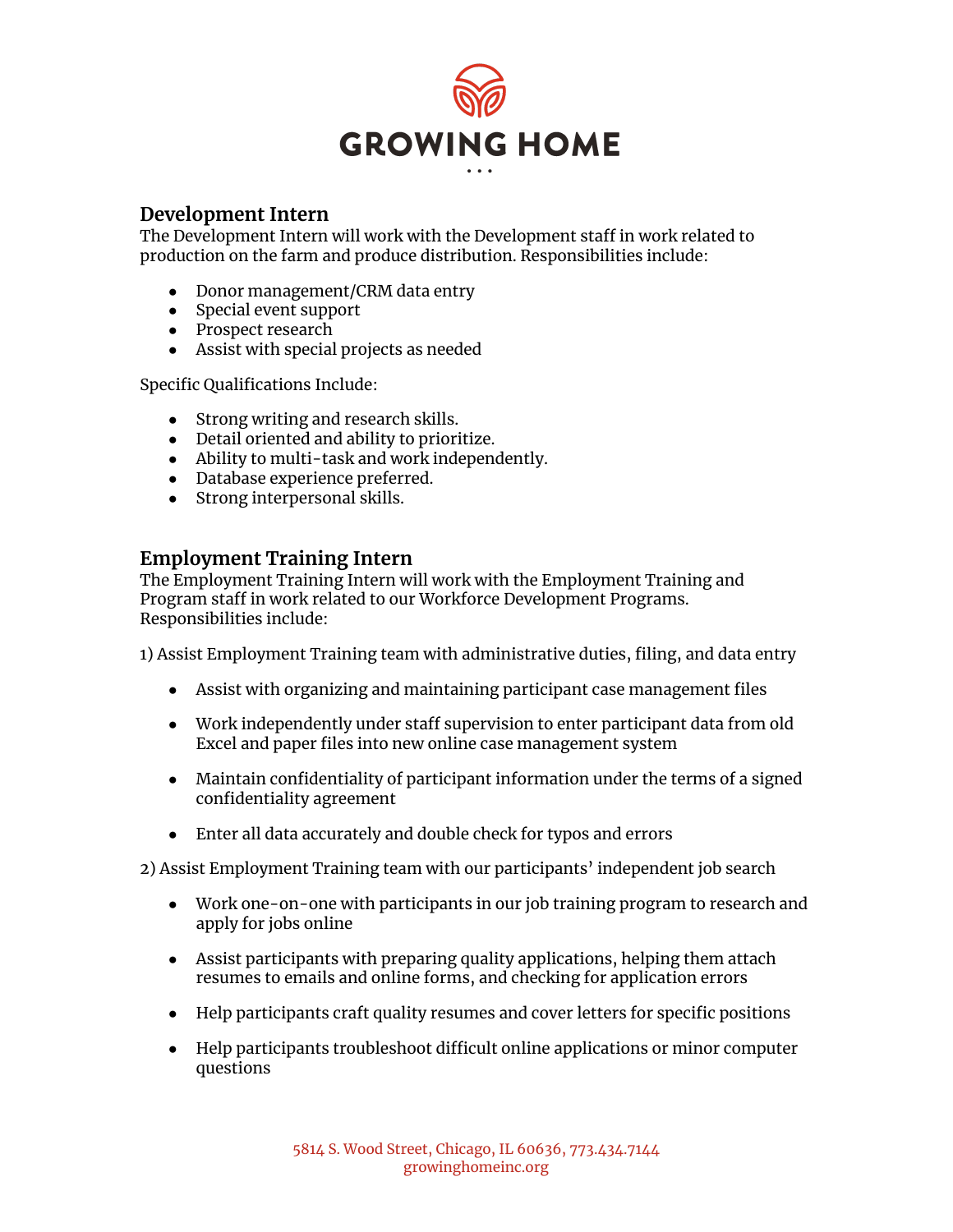# GROWING HOME

## Development Intern

The Development Intern will work with the Development staff in work related to production on the farm and produce distribution. Responsibilities include:

- Donor management/CRM data entry
- Special event support
- Prospect research
- Assist with special projects as needed

Specific Qualifications Include:

- Strong writing and research skills.
- Detail oriented and ability to prioritize.
- Ability to multi-task and work independently.
- Database experience preferred.
- Strong interpersonal skills.

## Employment Training Intern

The Employment Training Intern will work with the Employment Training and Program staff in work related to our Workforce Development Programs. Responsibilities include:

1) Assist Employment Training team with administrative duties, filing, and data entry

- Assist with organizing and maintaining participant case management files
- Work independently under staff supervision to enter participant data from old Excel and paper files into new online case management system
- Maintain confidentiality of participant information under the terms of a signed confidentiality agreement
- Enter all data accurately and double check for typos and errors

2) Assist Employment Training team with our participants' independent job search

- Work one-on-one with participants in our job training program to research and apply for jobs online
- Assist participants with preparing quality applications, helping them attach resumes to emails and online forms, and checking for application errors
- Help participants craft quality resumes and cover letters for specific positions
- Help participants troubleshoot difficult online applications or minor computer questions

5814 S. Wood Street, Chicago, IL 60636, 773.434.7144
growinghomeinc.org